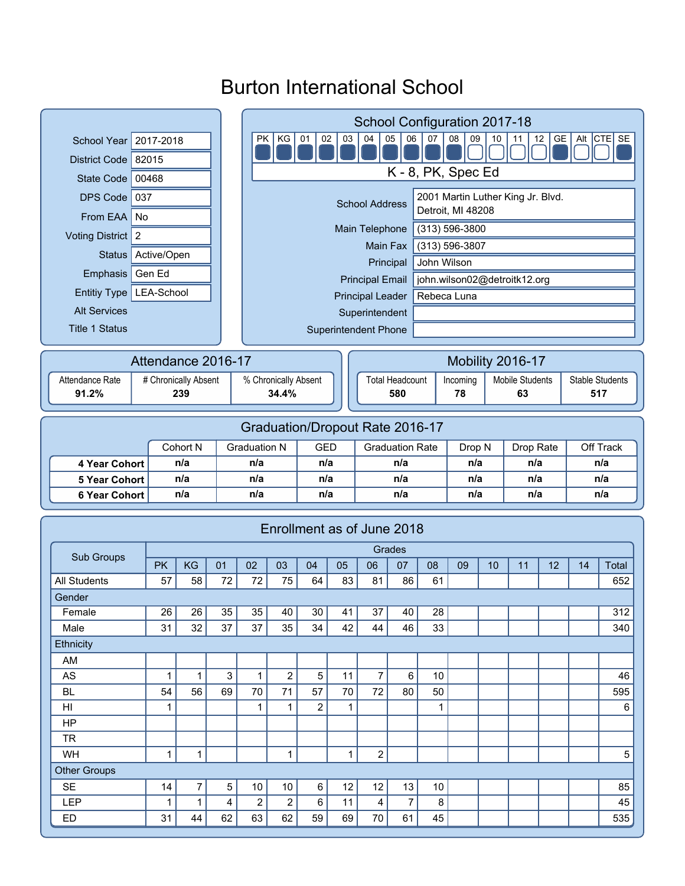# Burton International School

| | |
|---|---|
| School Year | 2017-2018 |
| District Code | 82015 |
| State Code | 00468 |
| DPS Code | 037 |
| From EAA | No |
| Voting District | 2 |
| Status | Active/Open |
| Emphasis | Gen Ed |
| Entitiy Type | LEA-School |
| Alt Services | |
| Title 1 Status | |

## School Configuration 2017-18

| PK | KG | 01 | 02 | 03 | 04 | 05 | 06 | 07 | 08 | 09 | 10 | 11 | 12 | GE | Alt | CTE | SE |
|---|---|---|---|---|---|---|---|---|---|---|---|---|---|---|---|---|---|
| ■ | ■ | ■ | ■ | ■ | ■ | ■ | ■ | ■ | ■ | □ | □ | □ | □ | ■ | □ | □ | ■ |

K - 8, PK, Spec Ed

| | |
|---|---|
| School Address | 2001 Martin Luther King Jr. Blvd.<br>Detroit, MI 48208 |
| Main Telephone | (313) 596-3800 |
| Main Fax | (313) 596-3807 |
| Principal | John Wilson |
| Principal Email | john.wilson02@detroitk12.org |
| Principal Leader | Rebeca Luna |
| Superintendent | |
| Superintendent Phone | |

## Attendance 2016-17

| Attendance Rate | # Chronically Absent | % Chronically Absent |
|---|---|---|
| **91.2%** | **239** | **34.4%** |

## Mobility 2016-17

| Total Headcount | Incoming | Mobile Students | Stable Students |
|---|---|---|---|
| **580** | **78** | **63** | **517** |

## Graduation/Dropout Rate 2016-17

| | Cohort N | Graduation N | GED | Graduation Rate | Drop N | Drop Rate | Off Track |
|---|---|---|---|---|---|---|---|
| **4 Year Cohort** | **n/a** | **n/a** | **n/a** | **n/a** | **n/a** | **n/a** | **n/a** |
| **5 Year Cohort** | **n/a** | **n/a** | **n/a** | **n/a** | **n/a** | **n/a** | **n/a** |
| **6 Year Cohort** | **n/a** | **n/a** | **n/a** | **n/a** | **n/a** | **n/a** | **n/a** |

## Enrollment as of June 2018

| Sub Groups | Grades | | | | | | | | | | | | | | | |
|---|---|---|---|---|---|---|---|---|---|---|---|---|---|---|---|---|
| | PK | KG | 01 | 02 | 03 | 04 | 05 | 06 | 07 | 08 | 09 | 10 | 11 | 12 | 14 | Total |
| All Students | 57 | 58 | 72 | 72 | 75 | 64 | 83 | 81 | 86 | 61 | | | | | | 652 |
| Gender | | | | | | | | | | | | | | | | |
| Female | 26 | 26 | 35 | 35 | 40 | 30 | 41 | 37 | 40 | 28 | | | | | | 312 |
| Male | 31 | 32 | 37 | 37 | 35 | 34 | 42 | 44 | 46 | 33 | | | | | | 340 |
| Ethnicity | | | | | | | | | | | | | | | | |
| AM | | | | | | | | | | | | | | | | |
| AS | 1 | 1 | 3 | 1 | 2 | 5 | 11 | 7 | 6 | 10 | | | | | | 46 |
| BL | 54 | 56 | 69 | 70 | 71 | 57 | 70 | 72 | 80 | 50 | | | | | | 595 |
| HI | 1 | | | 1 | 1 | 2 | 1 | | | 1 | | | | | | 6 |
| HP | | | | | | | | | | | | | | | | |
| TR | | | | | | | | | | | | | | | | |
| WH | 1 | 1 | | | 1 | | 1 | 2 | | | | | | | | 5 |
| Other Groups | | | | | | | | | | | | | | | | |
| SE | 14 | 7 | 5 | 10 | 10 | 6 | 12 | 12 | 13 | 10 | | | | | | 85 |
| LEP | 1 | 1 | 4 | 2 | 2 | 6 | 11 | 4 | 7 | 8 | | | | | | 45 |
| ED | 31 | 44 | 62 | 63 | 62 | 59 | 69 | 70 | 61 | 45 | | | | | | 535 |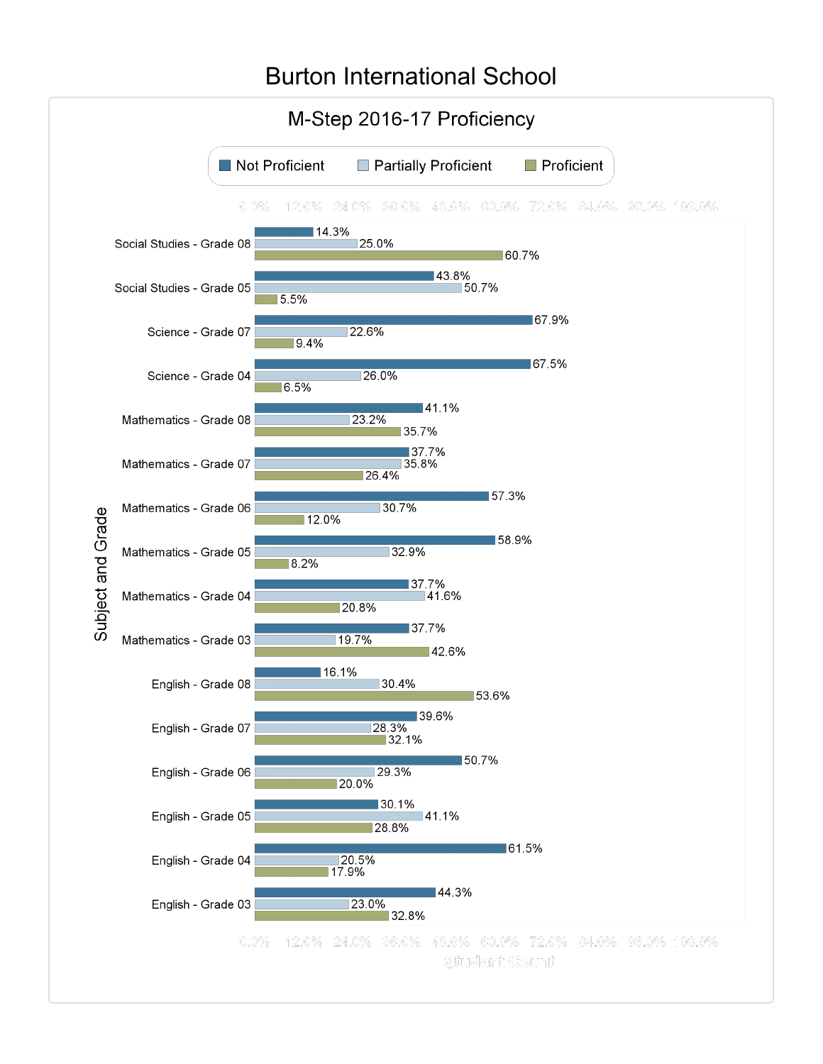# Burton International School

## M-Step 2016-17 Proficiency

| Subject and Grade | Not Proficient | Partially Proficient | Proficient |
|---|---|---|---|
| Social Studies - Grade 08 | 14.3% | 25.0% | 60.7% |
| Social Studies - Grade 05 | 43.8% | 50.7% | 5.5% |
| Science - Grade 07 | 67.9% | 22.6% | 9.4% |
| Science - Grade 04 | 67.5% | 26.0% | 6.5% |
| Mathematics - Grade 08 | 41.1% | 23.2% | 35.7% |
| Mathematics - Grade 07 | 37.7% | 35.8% | 26.4% |
| Mathematics - Grade 06 | 57.3% | 30.7% | 12.0% |
| Mathematics - Grade 05 | 58.9% | 32.9% | 8.2% |
| Mathematics - Grade 04 | 37.7% | 41.6% | 20.8% |
| Mathematics - Grade 03 | 37.7% | 19.7% | 42.6% |
| English - Grade 08 | 16.1% | 30.4% | 53.6% |
| English - Grade 07 | 39.6% | 28.3% | 32.1% |
| English - Grade 06 | 50.7% | 29.3% | 20.0% |
| English - Grade 05 | 30.1% | 41.1% | 28.8% |
| English - Grade 04 | 61.5% | 20.5% | 17.9% |
| English - Grade 03 | 44.3% | 23.0% | 32.8% |

Student Count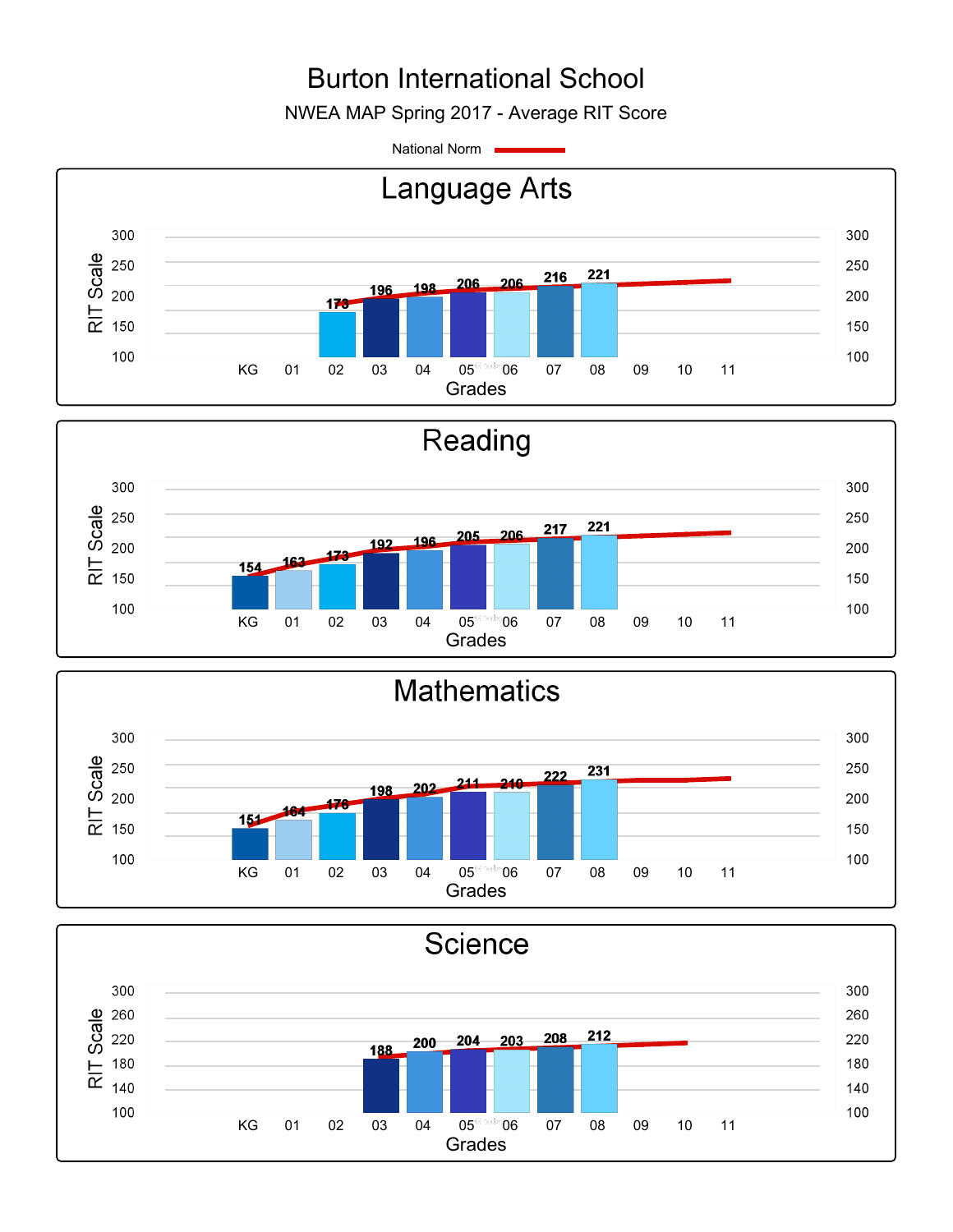# Burton International School

NWEA MAP Spring 2017 - Average RIT Score

National Norm

## Language Arts

| Grades | KG | 01 | 02 | 03 | 04 | 05 | 06 | 07 | 08 | 09 | 10 | 11 |
|---|---|---|---|---|---|---|---|---|---|---|---|---|
| RIT Scale | | | 173 | 196 | 198 | 206 | 206 | 216 | 221 | | | |

## Reading

| Grades | KG | 01 | 02 | 03 | 04 | 05 | 06 | 07 | 08 | 09 | 10 | 11 |
|---|---|---|---|---|---|---|---|---|---|---|---|---|
| RIT Scale | 154 | 163 | 173 | 192 | 196 | 205 | 206 | 217 | 221 | | | |

## Mathematics

| Grades | KG | 01 | 02 | 03 | 04 | 05 | 06 | 07 | 08 | 09 | 10 | 11 |
|---|---|---|---|---|---|---|---|---|---|---|---|---|
| RIT Scale | 151 | 164 | 176 | 198 | 202 | 211 | 210 | 222 | 231 | | | |

## Science

| Grades | KG | 01 | 02 | 03 | 04 | 05 | 06 | 07 | 08 | 09 | 10 | 11 |
|---|---|---|---|---|---|---|---|---|---|---|---|---|
| RIT Scale | | | | 188 | 200 | 204 | 203 | 208 | 212 | | | |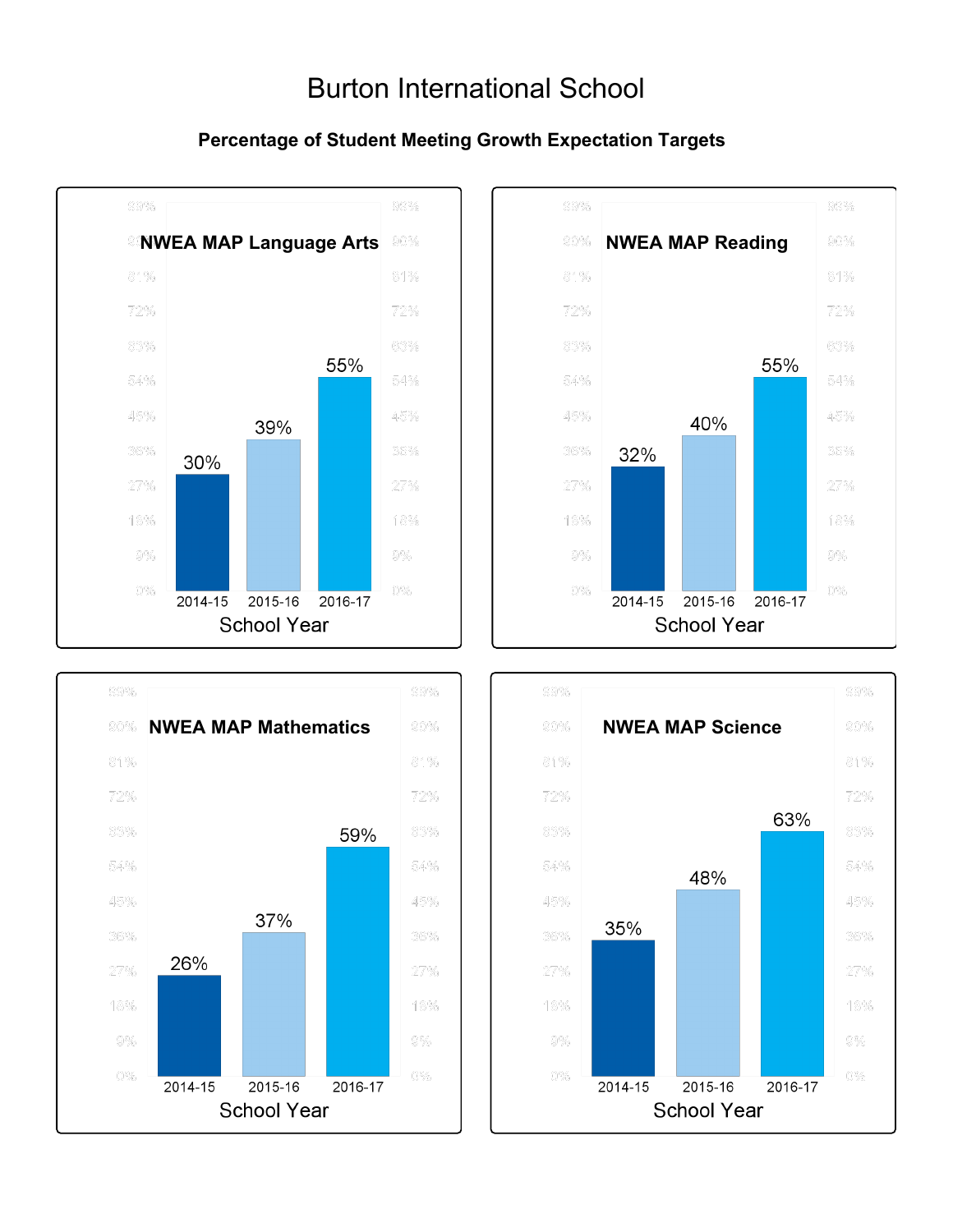# Burton International School

**Percentage of Student Meeting Growth Expectation Targets**

**NWEA MAP Language Arts**

30%
39%
55%

2014-15
2015-16
2016-17

School Year

**NWEA MAP Reading**

32%
40%
55%

2014-15
2015-16
2016-17

School Year

**NWEA MAP Mathematics**

26%
37%
59%

2014-15
2015-16
2016-17

School Year

**NWEA MAP Science**

35%
48%
63%

2014-15
2015-16
2016-17

School Year